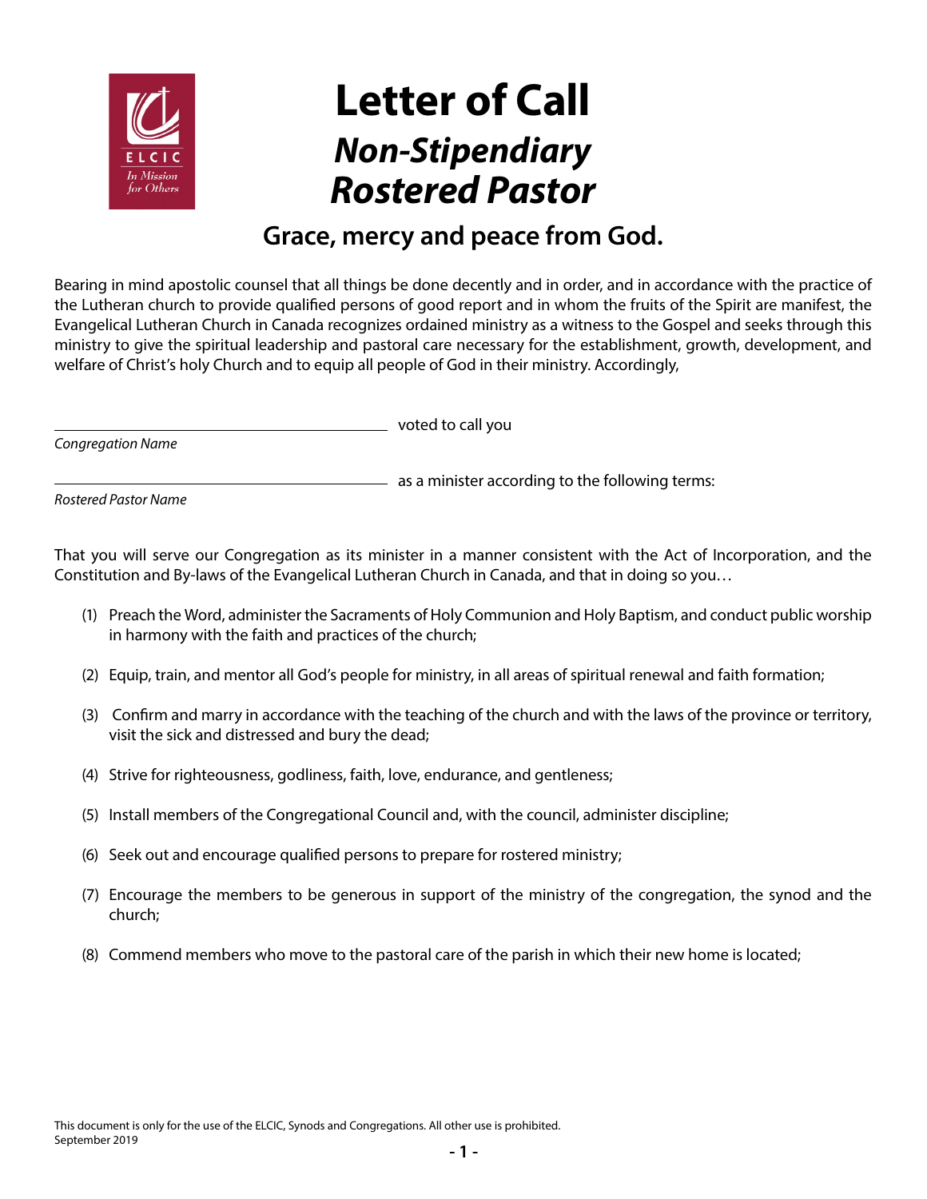# Letter of Call

## *Non-Stipendiary Rostered Pastor*

### Grace, mercy and peace from God.

Bearing in mind apostolic counsel that all things be done decently and in order, and in accordance with the practice of the Lutheran church to provide qualified persons of good report and in whom the fruits of the Spirit are manifest, the Evangelical Lutheran Church in Canada recognizes ordained ministry as a witness to the Gospel and seeks through this ministry to give the spiritual leadership and pastoral care necessary for the establishment, growth, development, and welfare of Christ's holy Church and to equip all people of God in their ministry. Accordingly,

\_\_\_\_\_\_\_\_\_\_\_\_\_\_\_\_\_\_\_\_\_\_\_\_\_\_\_\_\_\_\_\_\_\_\_\_\_\_\_\_ voted to call you
*Congregation Name*

\_\_\_\_\_\_\_\_\_\_\_\_\_\_\_\_\_\_\_\_\_\_\_\_\_\_\_\_\_\_\_\_\_\_\_\_\_\_\_\_ as a minister according to the following terms:
*Rostered Pastor Name*

That you will serve our Congregation as its minister in a manner consistent with the Act of Incorporation, and the Constitution and By-laws of the Evangelical Lutheran Church in Canada, and that in doing so you…

(1) Preach the Word, administer the Sacraments of Holy Communion and Holy Baptism, and conduct public worship in harmony with the faith and practices of the church;

(2) Equip, train, and mentor all God's people for ministry, in all areas of spiritual renewal and faith formation;

(3) Confirm and marry in accordance with the teaching of the church and with the laws of the province or territory, visit the sick and distressed and bury the dead;

(4) Strive for righteousness, godliness, faith, love, endurance, and gentleness;

(5) Install members of the Congregational Council and, with the council, administer discipline;

(6) Seek out and encourage qualified persons to prepare for rostered ministry;

(7) Encourage the members to be generous in support of the ministry of the congregation, the synod and the church;

(8) Commend members who move to the pastoral care of the parish in which their new home is located;

This document is only for the use of the ELCIC, Synods and Congregations. All other use is prohibited.
September 2019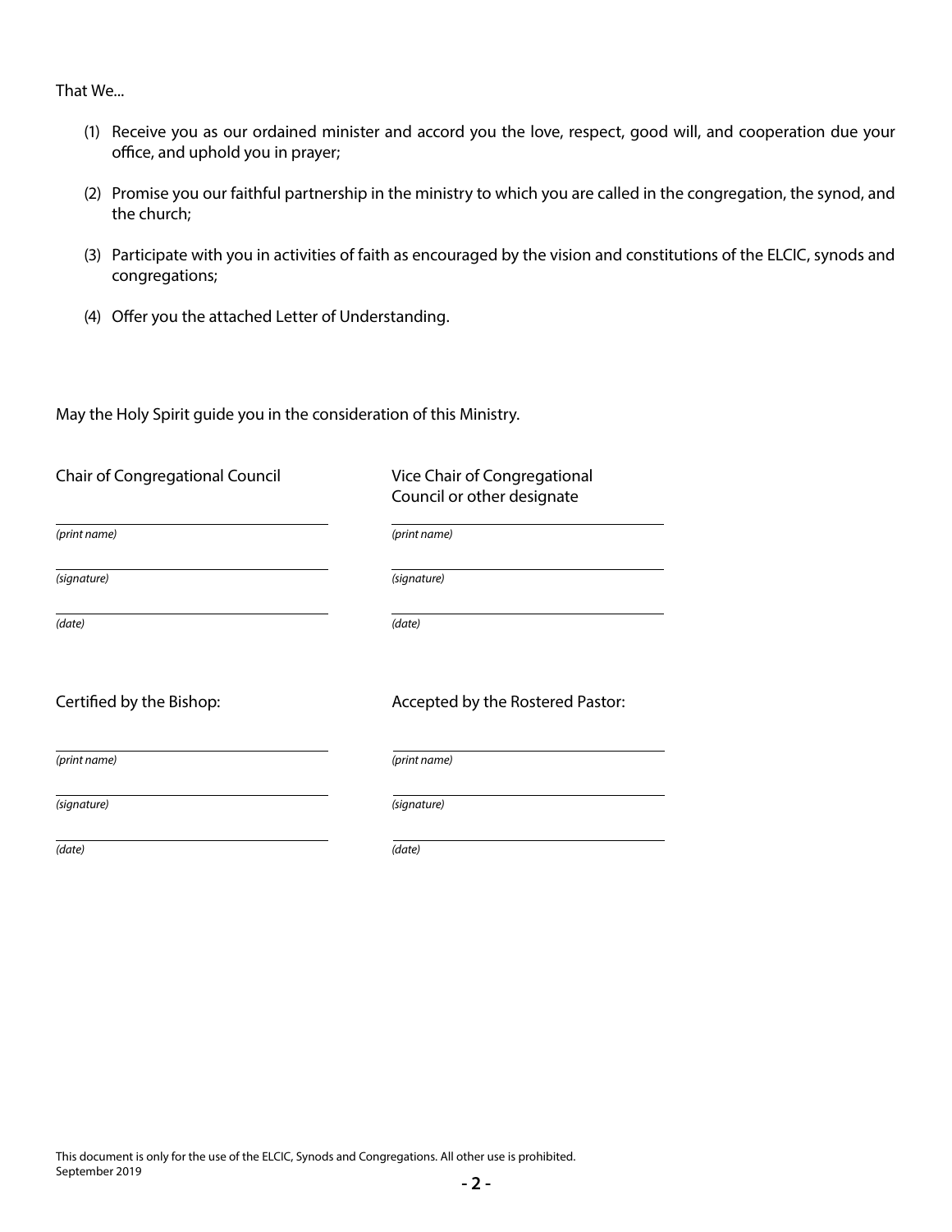That We...

(1) Receive you as our ordained minister and accord you the love, respect, good will, and cooperation due your office, and uphold you in prayer;

(2) Promise you our faithful partnership in the ministry to which you are called in the congregation, the synod, and the church;

(3) Participate with you in activities of faith as encouraged by the vision and constitutions of the ELCIC, synods and congregations;

(4) Offer you the attached Letter of Understanding.

May the Holy Spirit guide you in the consideration of this Ministry.

| Chair of Congregational Council | Vice Chair of Congregational Council or other designate |
|---|---|
| _______________________ | _______________________ |
| *(print name)* | *(print name)* |
| _______________________ | _______________________ |
| *(signature)* | *(signature)* |
| _______________________ | _______________________ |
| *(date)* | *(date)* |

| Certified by the Bishop: | Accepted by the Rostered Pastor: |
|---|---|
| _______________________ | _______________________ |
| *(print name)* | *(print name)* |
| _______________________ | _______________________ |
| *(signature)* | *(signature)* |
| _______________________ | _______________________ |
| *(date)* | *(date)* |

This document is only for the use of the ELCIC, Synods and Congregations. All other use is prohibited.
September 2019